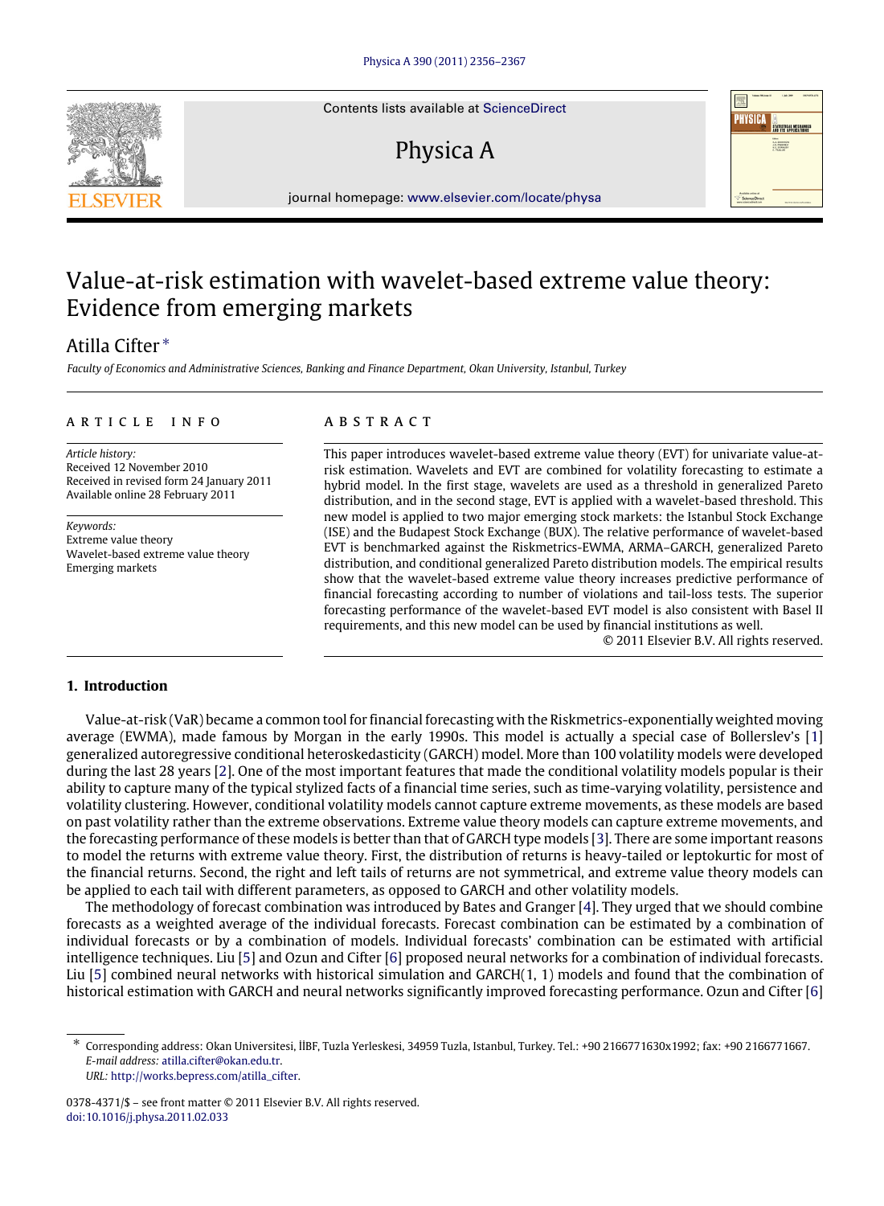# Value-at-risk estimation with wavelet-based extreme value theory: Evidence from emerging markets

Atilla Cifter *

*Faculty of Economics and Administrative Sciences, Banking and Finance Department, Okan University, Istanbul, Turkey*

## ARTICLE INFO

*Article history:*
Received 12 November 2010
Received in revised form 24 January 2011
Available online 28 February 2011

*Keywords:*
Extreme value theory
Wavelet-based extreme value theory
Emerging markets

## ABSTRACT

This paper introduces wavelet-based extreme value theory (EVT) for univariate value-at-risk estimation. Wavelets and EVT are combined for volatility forecasting to estimate a hybrid model. In the first stage, wavelets are used as a threshold in generalized Pareto distribution, and in the second stage, EVT is applied with a wavelet-based threshold. This new model is applied to two major emerging stock markets: the Istanbul Stock Exchange (ISE) and the Budapest Stock Exchange (BUX). The relative performance of wavelet-based EVT is benchmarked against the Riskmetrics-EWMA, ARMA–GARCH, generalized Pareto distribution, and conditional generalized Pareto distribution models. The empirical results show that the wavelet-based extreme value theory increases predictive performance of financial forecasting according to number of violations and tail-loss tests. The superior forecasting performance of the wavelet-based EVT model is also consistent with Basel II requirements, and this new model can be used by financial institutions as well.

© 2011 Elsevier B.V. All rights reserved.

## 1. Introduction

Value-at-risk (VaR) became a common tool for financial forecasting with the Riskmetrics-exponentially weighted moving average (EWMA), made famous by Morgan in the early 1990s. This model is actually a special case of Bollerslev's [1] generalized autoregressive conditional heteroskedasticity (GARCH) model. More than 100 volatility models were developed during the last 28 years [2]. One of the most important features that made the conditional volatility models popular is their ability to capture many of the typical stylized facts of a financial time series, such as time-varying volatility, persistence and volatility clustering. However, conditional volatility models cannot capture extreme movements, as these models are based on past volatility rather than the extreme observations. Extreme value theory models can capture extreme movements, and the forecasting performance of these models is better than that of GARCH type models [3]. There are some important reasons to model the returns with extreme value theory. First, the distribution of returns is heavy-tailed or leptokurtic for most of the financial returns. Second, the right and left tails of returns are not symmetrical, and extreme value theory models can be applied to each tail with different parameters, as opposed to GARCH and other volatility models.

The methodology of forecast combination was introduced by Bates and Granger [4]. They urged that we should combine forecasts as a weighted average of the individual forecasts. Forecast combination can be estimated by a combination of individual forecasts or by a combination of models. Individual forecasts' combination can be estimated with artificial intelligence techniques. Liu [5] and Ozun and Cifter [6] proposed neural networks for a combination of individual forecasts. Liu [5] combined neural networks with historical simulation and GARCH(1, 1) models and found that the combination of historical estimation with GARCH and neural networks significantly improved forecasting performance. Ozun and Cifter [6]

* Corresponding address: Okan Universitesi, İİBF, Tuzla Yerleskesi, 34959 Tuzla, Istanbul, Turkey. Tel.: +90 2166771630x1992; fax: +90 2166771667.
*E-mail address:* atilla.cifter@okan.edu.tr.
*URL:* http://works.bepress.com/atilla_cifter.

0378-4371/$ – see front matter © 2011 Elsevier B.V. All rights reserved.
doi:10.1016/j.physa.2011.02.033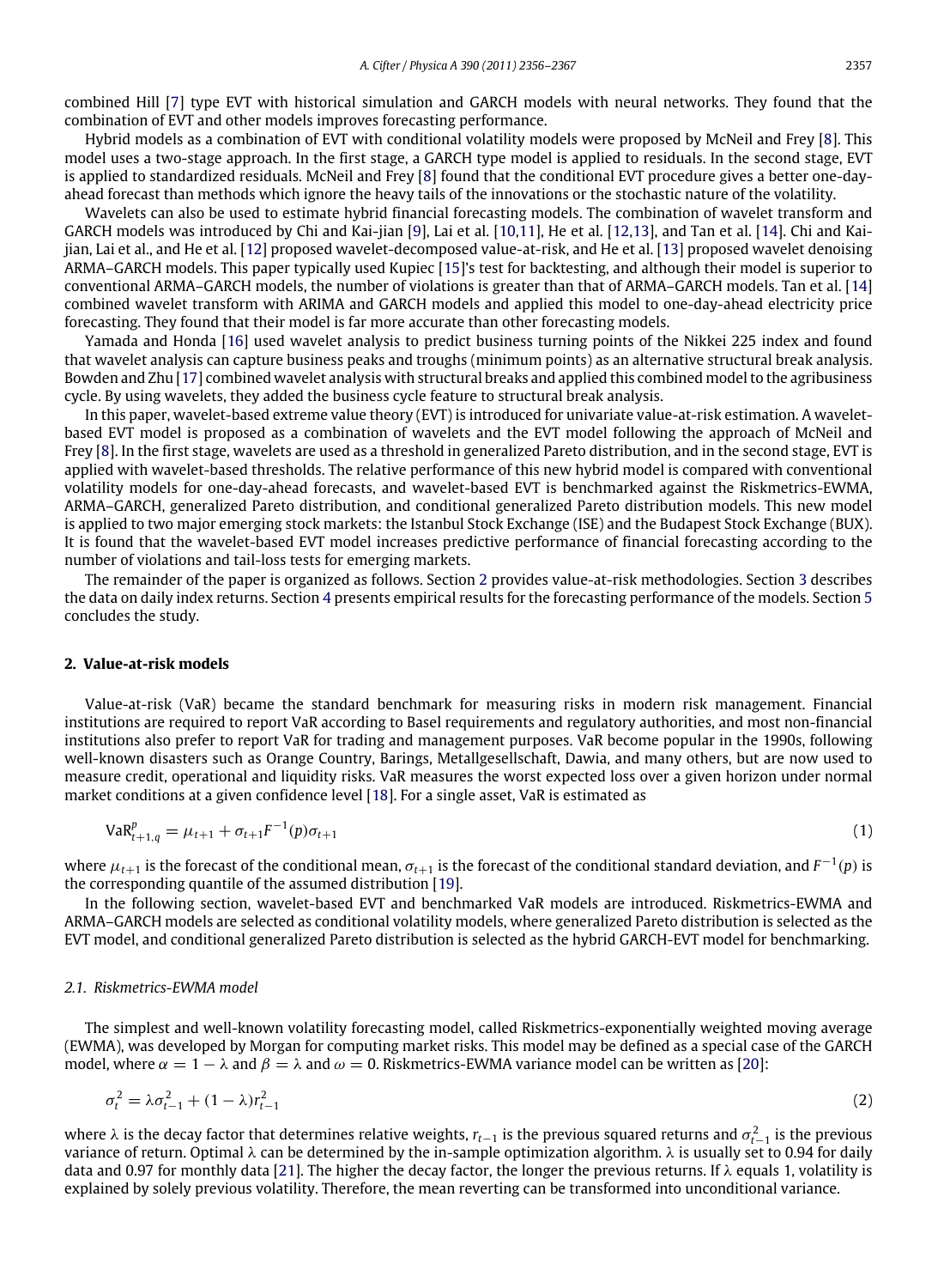combined Hill [7] type EVT with historical simulation and GARCH models with neural networks. They found that the combination of EVT and other models improves forecasting performance.

Hybrid models as a combination of EVT with conditional volatility models were proposed by McNeil and Frey [8]. This model uses a two-stage approach. In the first stage, a GARCH type model is applied to residuals. In the second stage, EVT is applied to standardized residuals. McNeil and Frey [8] found that the conditional EVT procedure gives a better one-day-ahead forecast than methods which ignore the heavy tails of the innovations or the stochastic nature of the volatility.

Wavelets can also be used to estimate hybrid financial forecasting models. The combination of wavelet transform and GARCH models was introduced by Chi and Kai-jian [9], Lai et al. [10,11], He et al. [12,13], and Tan et al. [14]. Chi and Kai-jian, Lai et al., and He et al. [12] proposed wavelet-decomposed value-at-risk, and He et al. [13] proposed wavelet denoising ARMA–GARCH models. This paper typically used Kupiec [15]'s test for backtesting, and although their model is superior to conventional ARMA–GARCH models, the number of violations is greater than that of ARMA–GARCH models. Tan et al. [14] combined wavelet transform with ARIMA and GARCH models and applied this model to one-day-ahead electricity price forecasting. They found that their model is far more accurate than other forecasting models.

Yamada and Honda [16] used wavelet analysis to predict business turning points of the Nikkei 225 index and found that wavelet analysis can capture business peaks and troughs (minimum points) as an alternative structural break analysis. Bowden and Zhu [17] combined wavelet analysis with structural breaks and applied this combined model to the agribusiness cycle. By using wavelets, they added the business cycle feature to structural break analysis.

In this paper, wavelet-based extreme value theory (EVT) is introduced for univariate value-at-risk estimation. A wavelet-based EVT model is proposed as a combination of wavelets and the EVT model following the approach of McNeil and Frey [8]. In the first stage, wavelets are used as a threshold in generalized Pareto distribution, and in the second stage, EVT is applied with wavelet-based thresholds. The relative performance of this new hybrid model is compared with conventional volatility models for one-day-ahead forecasts, and wavelet-based EVT is benchmarked against the Riskmetrics-EWMA, ARMA–GARCH, generalized Pareto distribution, and conditional generalized Pareto distribution models. This new model is applied to two major emerging stock markets: the Istanbul Stock Exchange (ISE) and the Budapest Stock Exchange (BUX). It is found that the wavelet-based EVT model increases predictive performance of financial forecasting according to the number of violations and tail-loss tests for emerging markets.

The remainder of the paper is organized as follows. Section 2 provides value-at-risk methodologies. Section 3 describes the data on daily index returns. Section 4 presents empirical results for the forecasting performance of the models. Section 5 concludes the study.

## 2. Value-at-risk models

Value-at-risk (VaR) became the standard benchmark for measuring risks in modern risk management. Financial institutions are required to report VaR according to Basel requirements and regulatory authorities, and most non-financial institutions also prefer to report VaR for trading and management purposes. VaR become popular in the 1990s, following well-known disasters such as Orange Country, Barings, Metallgesellschaft, Dawia, and many others, but are now used to measure credit, operational and liquidity risks. VaR measures the worst expected loss over a given horizon under normal market conditions at a given confidence level [18]. For a single asset, VaR is estimated as

$$\text{VaR}^{p}_{t+1,q} = \mu_{t+1} + \sigma_{t+1} F^{-1}(p)\sigma_{t+1} \tag{1}$$

where $\mu_{t+1}$ is the forecast of the conditional mean, $\sigma_{t+1}$ is the forecast of the conditional standard deviation, and $F^{-1}(p)$ is the corresponding quantile of the assumed distribution [19].

In the following section, wavelet-based EVT and benchmarked VaR models are introduced. Riskmetrics-EWMA and ARMA–GARCH models are selected as conditional volatility models, where generalized Pareto distribution is selected as the EVT model, and conditional generalized Pareto distribution is selected as the hybrid GARCH-EVT model for benchmarking.

### *2.1. Riskmetrics-EWMA model*

The simplest and well-known volatility forecasting model, called Riskmetrics-exponentially weighted moving average (EWMA), was developed by Morgan for computing market risks. This model may be defined as a special case of the GARCH model, where $\alpha = 1 - \lambda$ and $\beta = \lambda$ and $\omega = 0$. Riskmetrics-EWMA variance model can be written as [20]:

$$\sigma_t^2 = \lambda\sigma_{t-1}^2 + (1-\lambda)r_{t-1}^2 \tag{2}$$

where $\lambda$ is the decay factor that determines relative weights, $r_{t-1}$ is the previous squared returns and $\sigma_{t-1}^2$ is the previous variance of return. Optimal $\lambda$ can be determined by the in-sample optimization algorithm. $\lambda$ is usually set to 0.94 for daily data and 0.97 for monthly data [21]. The higher the decay factor, the longer the previous returns. If $\lambda$ equals 1, volatility is explained by solely previous volatility. Therefore, the mean reverting can be transformed into unconditional variance.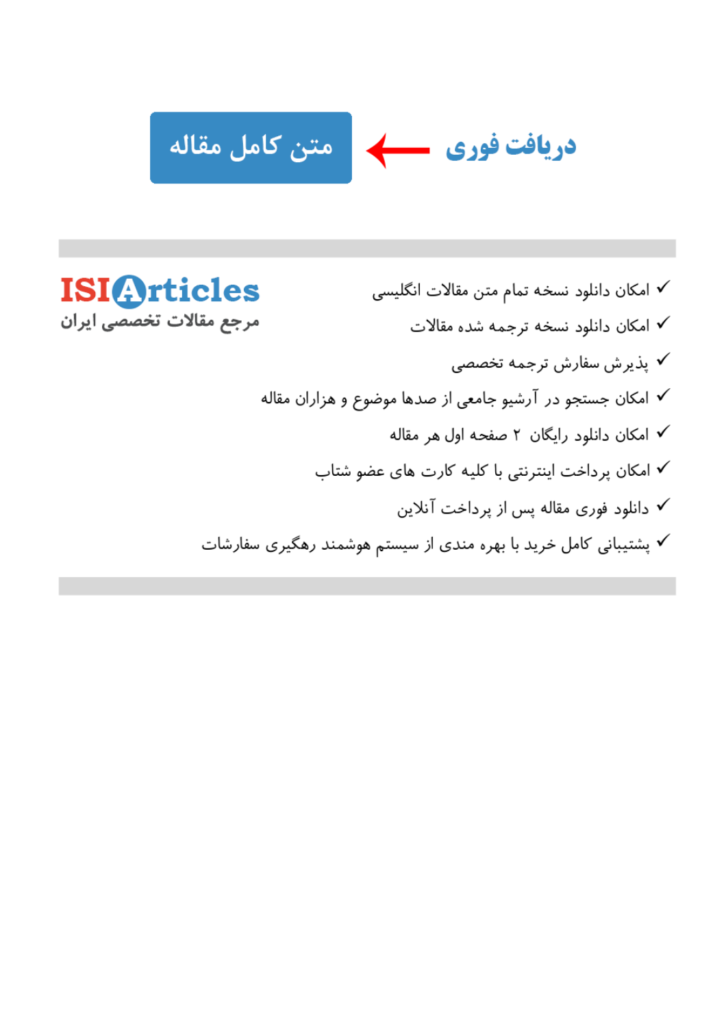دریافت فوری ← **متن کامل مقاله**

**ISIArticles**
مرجع مقالات تخصصی ایران

- ✓ امکان دانلود نسخه تمام متن مقالات انگلیسی
- ✓ امکان دانلود نسخه ترجمه شده مقالات
- ✓ پذیرش سفارش ترجمه تخصصی
- ✓ امکان جستجو در آرشیو جامعی از صدها موضوع و هزاران مقاله
- ✓ امکان دانلود رایگان ۲ صفحه اول هر مقاله
- ✓ امکان پرداخت اینترنتی با کلیه کارت های عضو شتاب
- ✓ دانلود فوری مقاله پس از پرداخت آنلاین
- ✓ پشتیبانی کامل خرید با بهره مندی از سیستم هوشمند رهگیری سفارشات